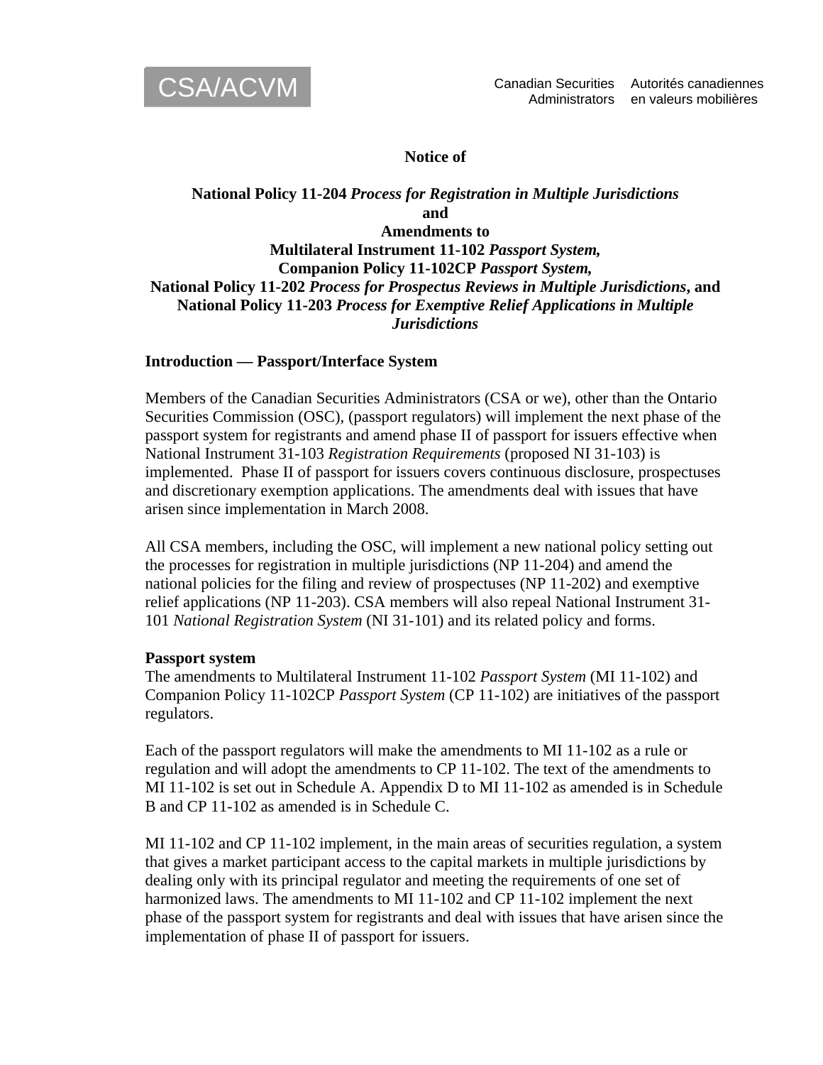CSA/ACVM

Canadian Securities Administrators    Autorités canadiennes en valeurs mobilières

**Notice of**

**National Policy 11-204 *Process for Registration in Multiple Jurisdictions***
**and**
**Amendments to**
**Multilateral Instrument 11-102 *Passport System,***
**Companion Policy 11-102CP *Passport System,***
**National Policy 11-202 *Process for Prospectus Reviews in Multiple Jurisdictions*, and**
**National Policy 11-203 *Process for Exemptive Relief Applications in Multiple Jurisdictions***

## Introduction — Passport/Interface System

Members of the Canadian Securities Administrators (CSA or we), other than the Ontario Securities Commission (OSC), (passport regulators) will implement the next phase of the passport system for registrants and amend phase II of passport for issuers effective when National Instrument 31-103 *Registration Requirements* (proposed NI 31-103) is implemented. Phase II of passport for issuers covers continuous disclosure, prospectuses and discretionary exemption applications. The amendments deal with issues that have arisen since implementation in March 2008.

All CSA members, including the OSC, will implement a new national policy setting out the processes for registration in multiple jurisdictions (NP 11-204) and amend the national policies for the filing and review of prospectuses (NP 11-202) and exemptive relief applications (NP 11-203). CSA members will also repeal National Instrument 31-101 *National Registration System* (NI 31-101) and its related policy and forms.

### Passport system

The amendments to Multilateral Instrument 11-102 *Passport System* (MI 11-102) and Companion Policy 11-102CP *Passport System* (CP 11-102) are initiatives of the passport regulators.

Each of the passport regulators will make the amendments to MI 11-102 as a rule or regulation and will adopt the amendments to CP 11-102. The text of the amendments to MI 11-102 is set out in Schedule A. Appendix D to MI 11-102 as amended is in Schedule B and CP 11-102 as amended is in Schedule C.

MI 11-102 and CP 11-102 implement, in the main areas of securities regulation, a system that gives a market participant access to the capital markets in multiple jurisdictions by dealing only with its principal regulator and meeting the requirements of one set of harmonized laws. The amendments to MI 11-102 and CP 11-102 implement the next phase of the passport system for registrants and deal with issues that have arisen since the implementation of phase II of passport for issuers.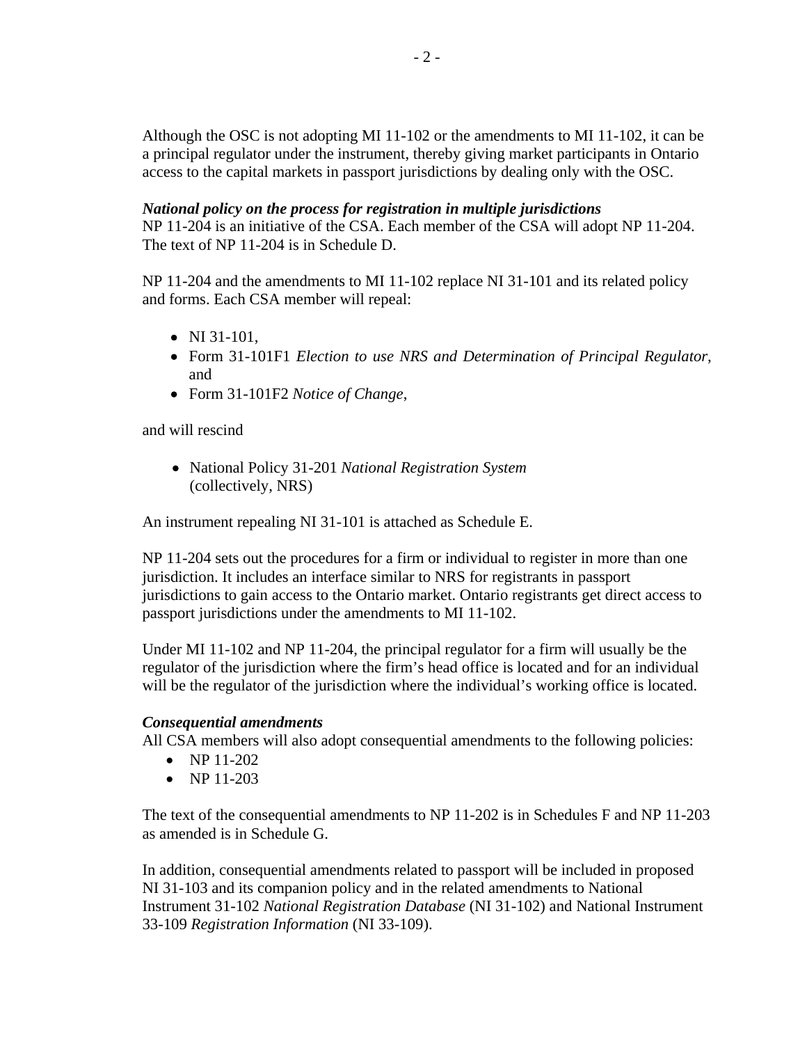Although the OSC is not adopting MI 11-102 or the amendments to MI 11-102, it can be a principal regulator under the instrument, thereby giving market participants in Ontario access to the capital markets in passport jurisdictions by dealing only with the OSC.

***National policy on the process for registration in multiple jurisdictions***

NP 11-204 is an initiative of the CSA. Each member of the CSA will adopt NP 11-204. The text of NP 11-204 is in Schedule D.

NP 11-204 and the amendments to MI 11-102 replace NI 31-101 and its related policy and forms. Each CSA member will repeal:

- NI 31-101,
- Form 31-101F1 *Election to use NRS and Determination of Principal Regulator*, and
- Form 31-101F2 *Notice of Change*,

and will rescind

- National Policy 31-201 *National Registration System* (collectively, NRS)

An instrument repealing NI 31-101 is attached as Schedule E.

NP 11-204 sets out the procedures for a firm or individual to register in more than one jurisdiction. It includes an interface similar to NRS for registrants in passport jurisdictions to gain access to the Ontario market. Ontario registrants get direct access to passport jurisdictions under the amendments to MI 11-102.

Under MI 11-102 and NP 11-204, the principal regulator for a firm will usually be the regulator of the jurisdiction where the firm's head office is located and for an individual will be the regulator of the jurisdiction where the individual's working office is located.

***Consequential amendments***

All CSA members will also adopt consequential amendments to the following policies:

- NP 11-202
- NP 11-203

The text of the consequential amendments to NP 11-202 is in Schedules F and NP 11-203 as amended is in Schedule G.

In addition, consequential amendments related to passport will be included in proposed NI 31-103 and its companion policy and in the related amendments to National Instrument 31-102 *National Registration Database* (NI 31-102) and National Instrument 33-109 *Registration Information* (NI 33-109).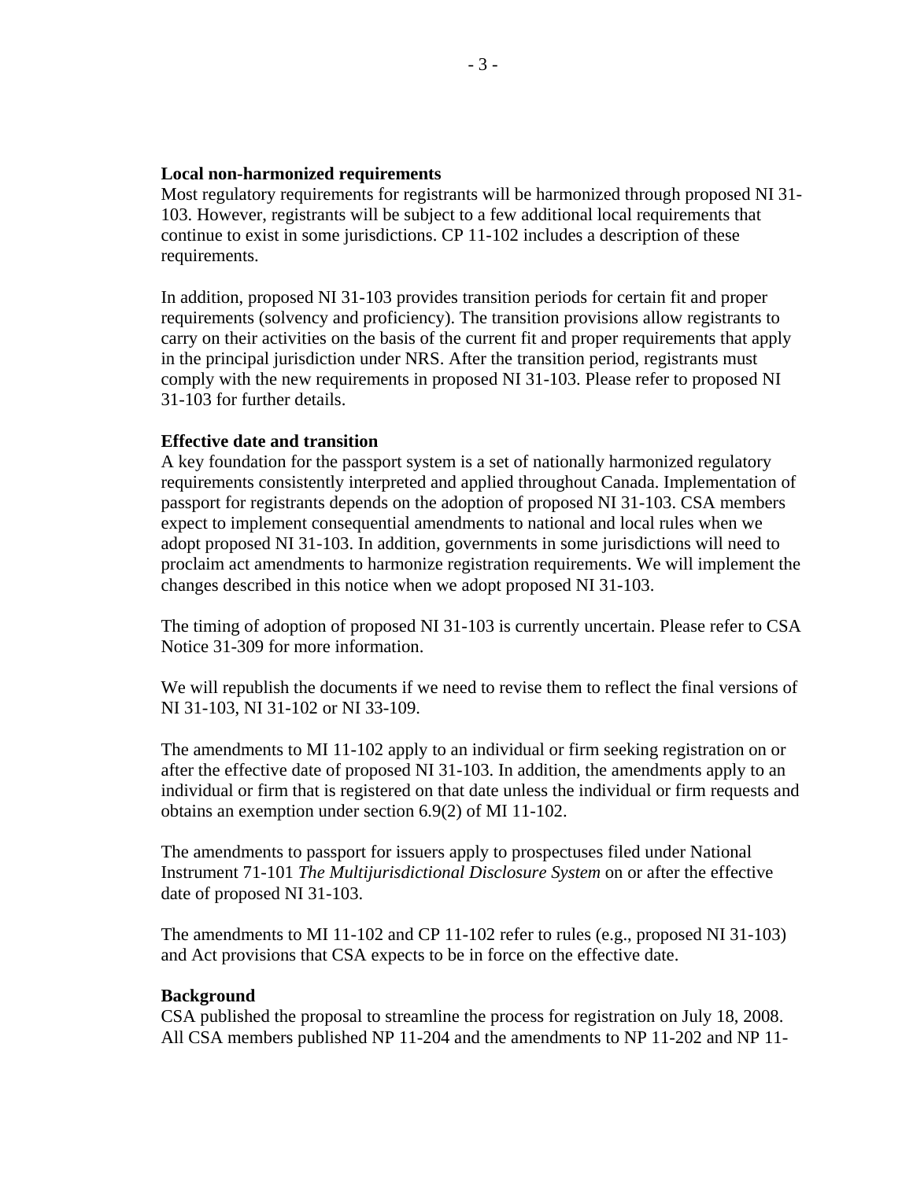**Local non-harmonized requirements**

Most regulatory requirements for registrants will be harmonized through proposed NI 31-103. However, registrants will be subject to a few additional local requirements that continue to exist in some jurisdictions. CP 11-102 includes a description of these requirements.

In addition, proposed NI 31-103 provides transition periods for certain fit and proper requirements (solvency and proficiency). The transition provisions allow registrants to carry on their activities on the basis of the current fit and proper requirements that apply in the principal jurisdiction under NRS. After the transition period, registrants must comply with the new requirements in proposed NI 31-103. Please refer to proposed NI 31-103 for further details.

**Effective date and transition**

A key foundation for the passport system is a set of nationally harmonized regulatory requirements consistently interpreted and applied throughout Canada. Implementation of passport for registrants depends on the adoption of proposed NI 31-103. CSA members expect to implement consequential amendments to national and local rules when we adopt proposed NI 31-103. In addition, governments in some jurisdictions will need to proclaim act amendments to harmonize registration requirements. We will implement the changes described in this notice when we adopt proposed NI 31-103.

The timing of adoption of proposed NI 31-103 is currently uncertain. Please refer to CSA Notice 31-309 for more information.

We will republish the documents if we need to revise them to reflect the final versions of NI 31-103, NI 31-102 or NI 33-109.

The amendments to MI 11-102 apply to an individual or firm seeking registration on or after the effective date of proposed NI 31-103. In addition, the amendments apply to an individual or firm that is registered on that date unless the individual or firm requests and obtains an exemption under section 6.9(2) of MI 11-102.

The amendments to passport for issuers apply to prospectuses filed under National Instrument 71-101 *The Multijurisdictional Disclosure System* on or after the effective date of proposed NI 31-103.

The amendments to MI 11-102 and CP 11-102 refer to rules (e.g., proposed NI 31-103) and Act provisions that CSA expects to be in force on the effective date.

**Background**

CSA published the proposal to streamline the process for registration on July 18, 2008. All CSA members published NP 11-204 and the amendments to NP 11-202 and NP 11-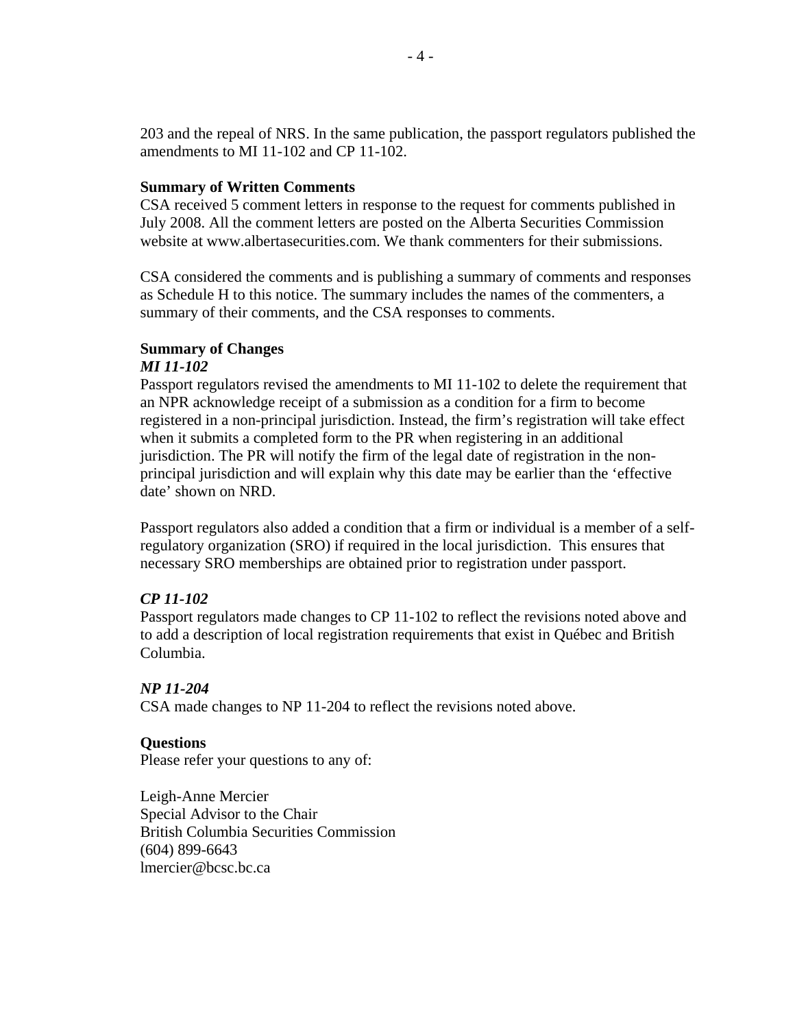203 and the repeal of NRS. In the same publication, the passport regulators published the amendments to MI 11-102 and CP 11-102.

**Summary of Written Comments**

CSA received 5 comment letters in response to the request for comments published in July 2008. All the comment letters are posted on the Alberta Securities Commission website at www.albertasecurities.com. We thank commenters for their submissions.

CSA considered the comments and is publishing a summary of comments and responses as Schedule H to this notice. The summary includes the names of the commenters, a summary of their comments, and the CSA responses to comments.

**Summary of Changes**

***MI 11-102***

Passport regulators revised the amendments to MI 11-102 to delete the requirement that an NPR acknowledge receipt of a submission as a condition for a firm to become registered in a non-principal jurisdiction. Instead, the firm's registration will take effect when it submits a completed form to the PR when registering in an additional jurisdiction. The PR will notify the firm of the legal date of registration in the non-principal jurisdiction and will explain why this date may be earlier than the 'effective date' shown on NRD.

Passport regulators also added a condition that a firm or individual is a member of a self-regulatory organization (SRO) if required in the local jurisdiction. This ensures that necessary SRO memberships are obtained prior to registration under passport.

***CP 11-102***

Passport regulators made changes to CP 11-102 to reflect the revisions noted above and to add a description of local registration requirements that exist in Québec and British Columbia.

***NP 11-204***

CSA made changes to NP 11-204 to reflect the revisions noted above.

**Questions**

Please refer your questions to any of:

Leigh-Anne Mercier
Special Advisor to the Chair
British Columbia Securities Commission
(604) 899-6643
lmercier@bcsc.bc.ca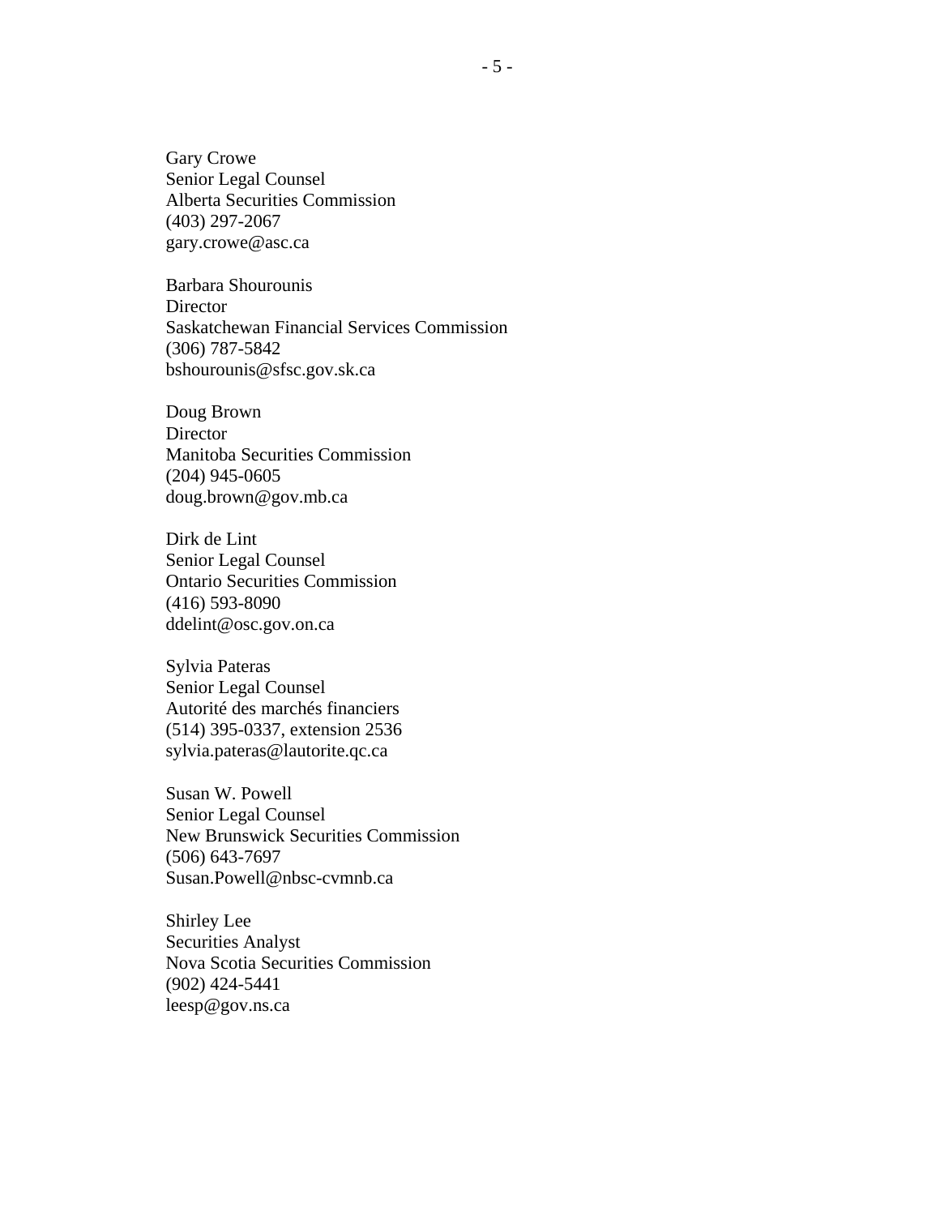Gary Crowe
Senior Legal Counsel
Alberta Securities Commission
(403) 297-2067
gary.crowe@asc.ca

Barbara Shourounis
Director
Saskatchewan Financial Services Commission
(306) 787-5842
bshourounis@sfsc.gov.sk.ca

Doug Brown
Director
Manitoba Securities Commission
(204) 945-0605
doug.brown@gov.mb.ca

Dirk de Lint
Senior Legal Counsel
Ontario Securities Commission
(416) 593-8090
ddelint@osc.gov.on.ca

Sylvia Pateras
Senior Legal Counsel
Autorité des marchés financiers
(514) 395-0337, extension 2536
sylvia.pateras@lautorite.qc.ca

Susan W. Powell
Senior Legal Counsel
New Brunswick Securities Commission
(506) 643-7697
Susan.Powell@nbsc-cvmnb.ca

Shirley Lee
Securities Analyst
Nova Scotia Securities Commission
(902) 424-5441
leesp@gov.ns.ca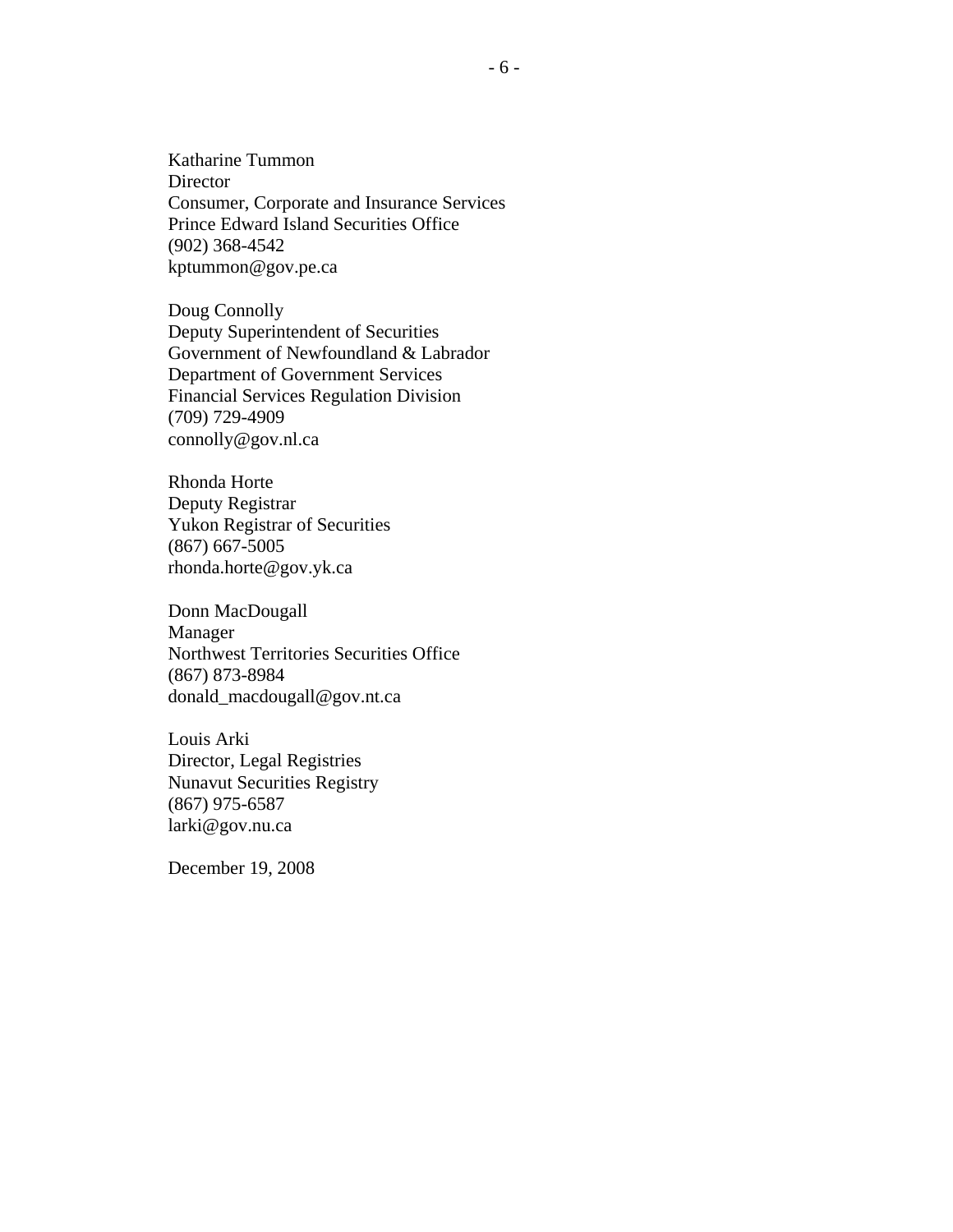Katharine Tummon
Director
Consumer, Corporate and Insurance Services
Prince Edward Island Securities Office
(902) 368-4542
kptummon@gov.pe.ca

Doug Connolly
Deputy Superintendent of Securities
Government of Newfoundland & Labrador
Department of Government Services
Financial Services Regulation Division
(709) 729-4909
connolly@gov.nl.ca

Rhonda Horte
Deputy Registrar
Yukon Registrar of Securities
(867) 667-5005
rhonda.horte@gov.yk.ca

Donn MacDougall
Manager
Northwest Territories Securities Office
(867) 873-8984
donald_macdougall@gov.nt.ca

Louis Arki
Director, Legal Registries
Nunavut Securities Registry
(867) 975-6587
larki@gov.nu.ca

December 19, 2008